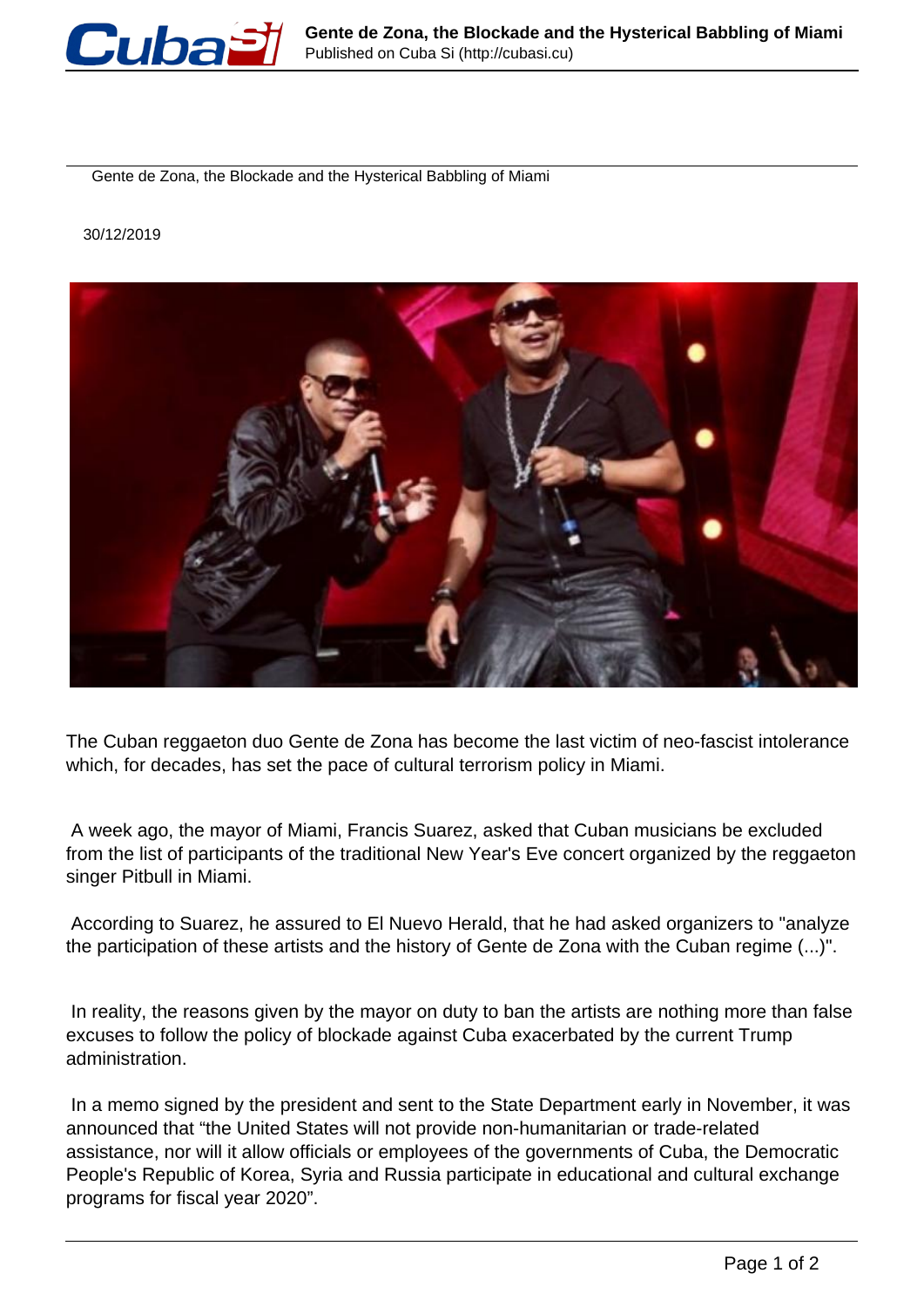# Gente de Zona, the Blockade and the Hysterical Babbling of Miami

30/12/2019

The Cuban reggaeton duo Gente de Zona has become the last victim of neo-fascist intolerance which, for decades, has set the pace of cultural terrorism policy in Miami.

A week ago, the mayor of Miami, Francis Suarez, asked that Cuban musicians be excluded from the list of participants of the traditional New Year's Eve concert organized by the reggaeton singer Pitbull in Miami.

According to Suarez, he assured to El Nuevo Herald, that he had asked organizers to "analyze the participation of these artists and the history of Gente de Zona with the Cuban regime (...)".

In reality, the reasons given by the mayor on duty to ban the artists are nothing more than false excuses to follow the policy of blockade against Cuba exacerbated by the current Trump administration.

In a memo signed by the president and sent to the State Department early in November, it was announced that "the United States will not provide non-humanitarian or trade-related assistance, nor will it allow officials or employees of the governments of Cuba, the Democratic People's Republic of Korea, Syria and Russia participate in educational and cultural exchange programs for fiscal year 2020".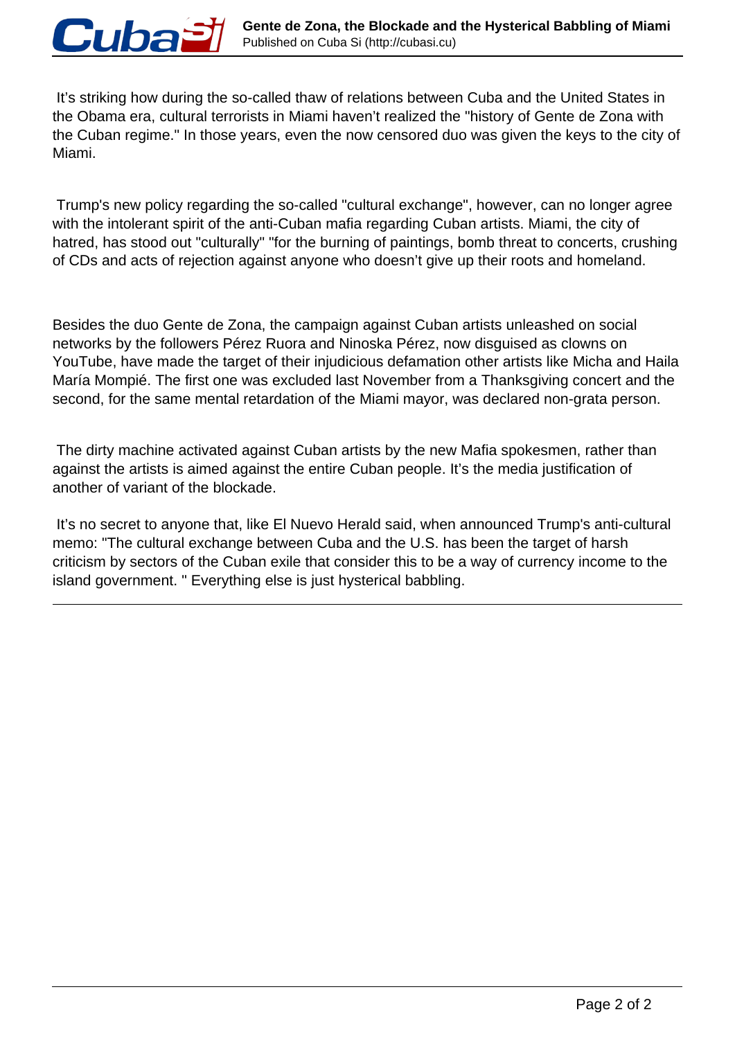It's striking how during the so-called thaw of relations between Cuba and the United States in the Obama era, cultural terrorists in Miami haven't realized the "history of Gente de Zona with the Cuban regime." In those years, even the now censored duo was given the keys to the city of Miami.

Trump's new policy regarding the so-called "cultural exchange", however, can no longer agree with the intolerant spirit of the anti-Cuban mafia regarding Cuban artists. Miami, the city of hatred, has stood out "culturally" "for the burning of paintings, bomb threat to concerts, crushing of CDs and acts of rejection against anyone who doesn't give up their roots and homeland.

Besides the duo Gente de Zona, the campaign against Cuban artists unleashed on social networks by the followers Pérez Ruora and Ninoska Pérez, now disguised as clowns on YouTube, have made the target of their injudicious defamation other artists like Micha and Haila María Mompié. The first one was excluded last November from a Thanksgiving concert and the second, for the same mental retardation of the Miami mayor, was declared non-grata person.

The dirty machine activated against Cuban artists by the new Mafia spokesmen, rather than against the artists is aimed against the entire Cuban people. It's the media justification of another of variant of the blockade.

It's no secret to anyone that, like El Nuevo Herald said, when announced Trump's anti-cultural memo: "The cultural exchange between Cuba and the U.S. has been the target of harsh criticism by sectors of the Cuban exile that consider this to be a way of currency income to the island government. " Everything else is just hysterical babbling.